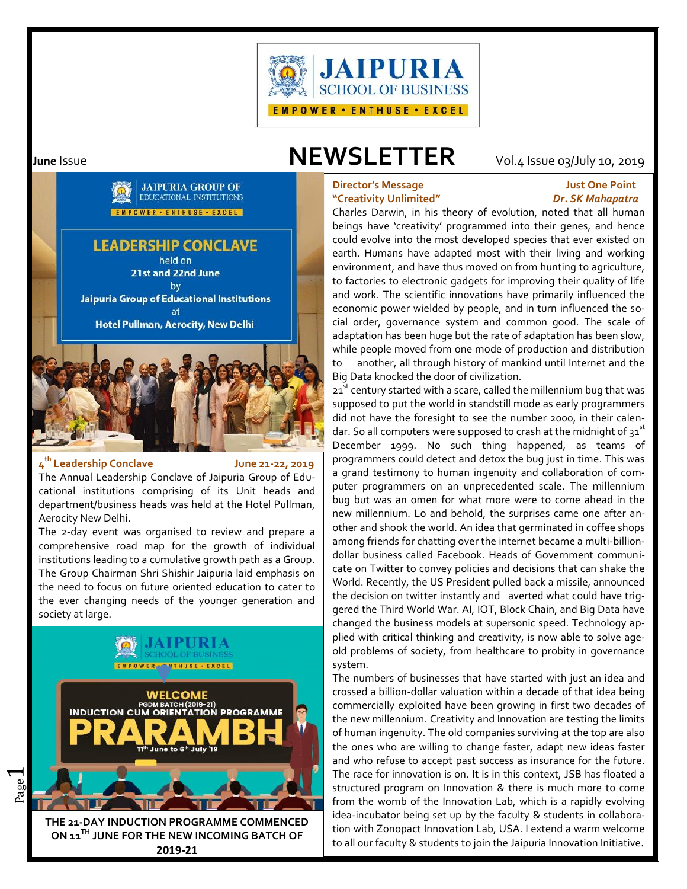**June** Issue

# NEWSLETTER

Vol.4 Issue 03/July 10, 2019

**JAIPURIA GROUP OF EDUCATIONAL INSTITUTIONS**

EMPOWER • ENTHUSE • EXCEL

**LEADERSHIP CONCLAVE**
held on
**21st and 22nd June**
by
**Jaipuria Group of Educational Institutions**
at
**Hotel Pullman, Aerocity, New Delhi**

### 4th Leadership Conclave — June 21-22, 2019

The Annual Leadership Conclave of Jaipuria Group of Educational institutions comprising of its Unit heads and department/business heads was held at the Hotel Pullman, Aerocity New Delhi.

The 2-day event was organised to review and prepare a comprehensive road map for the growth of individual institutions leading to a cumulative growth path as a Group. The Group Chairman Shri Shishir Jaipuria laid emphasis on the need to focus on future oriented education to cater to the ever changing needs of the younger generation and society at large.

**JAIPURIA SCHOOL OF BUSINESS**

EMPOWER • ENTHUSE • EXCEL

**WELCOME**
**PGDM BATCH (2019-21)**
**INDUCTION CUM ORIENTATION PROGRAMME**
**PRARAMBH**
11th June to 6th July '19

**THE 21-DAY INDUCTION PROGRAMME COMMENCED ON 11TH JUNE FOR THE NEW INCOMING BATCH OF 2019-21**

### Director's Message — Just One Point
### "Creativity Unlimited" — *Dr. SK Mahapatra*

Charles Darwin, in his theory of evolution, noted that all human beings have 'creativity' programmed into their genes, and hence could evolve into the most developed species that ever existed on earth. Humans have adapted most with their living and working environment, and have thus moved on from hunting to agriculture, to factories to electronic gadgets for improving their quality of life and work. The scientific innovations have primarily influenced the economic power wielded by people, and in turn influenced the social order, governance system and common good. The scale of adaptation has been huge but the rate of adaptation has been slow, while people moved from one mode of production and distribution to another, all through history of mankind until Internet and the Big Data knocked the door of civilization.

21st century started with a scare, called the millennium bug that was supposed to put the world in standstill mode as early programmers did not have the foresight to see the number 2000, in their calendar. So all computers were supposed to crash at the midnight of 31st December 1999. No such thing happened, as teams of programmers could detect and detox the bug just in time. This was a grand testimony to human ingenuity and collaboration of computer programmers on an unprecedented scale. The millennium bug but was an omen for what more were to come ahead in the new millennium. Lo and behold, the surprises came one after another and shook the world. An idea that germinated in coffee shops among friends for chatting over the internet became a multi-billion-dollar business called Facebook. Heads of Government communicate on Twitter to convey policies and decisions that can shake the World. Recently, the US President pulled back a missile, announced the decision on twitter instantly and averted what could have triggered the Third World War. AI, IOT, Block Chain, and Big Data have changed the business models at supersonic speed. Technology applied with critical thinking and creativity, is now able to solve age-old problems of society, from healthcare to probity in governance system.

The numbers of businesses that have started with just an idea and crossed a billion-dollar valuation within a decade of that idea being commercially exploited have been growing in first two decades of the new millennium. Creativity and Innovation are testing the limits of human ingenuity. The old companies surviving at the top are also the ones who are willing to change faster, adapt new ideas faster and who refuse to accept past success as insurance for the future. The race for innovation is on. It is in this context, JSB has floated a structured program on Innovation & there is much more to come from the womb of the Innovation Lab, which is a rapidly evolving idea-incubator being set up by the faculty & students in collaboration with Zonopact Innovation Lab, USA. I extend a warm welcome to all our faculty & students to join the Jaipuria Innovation Initiative.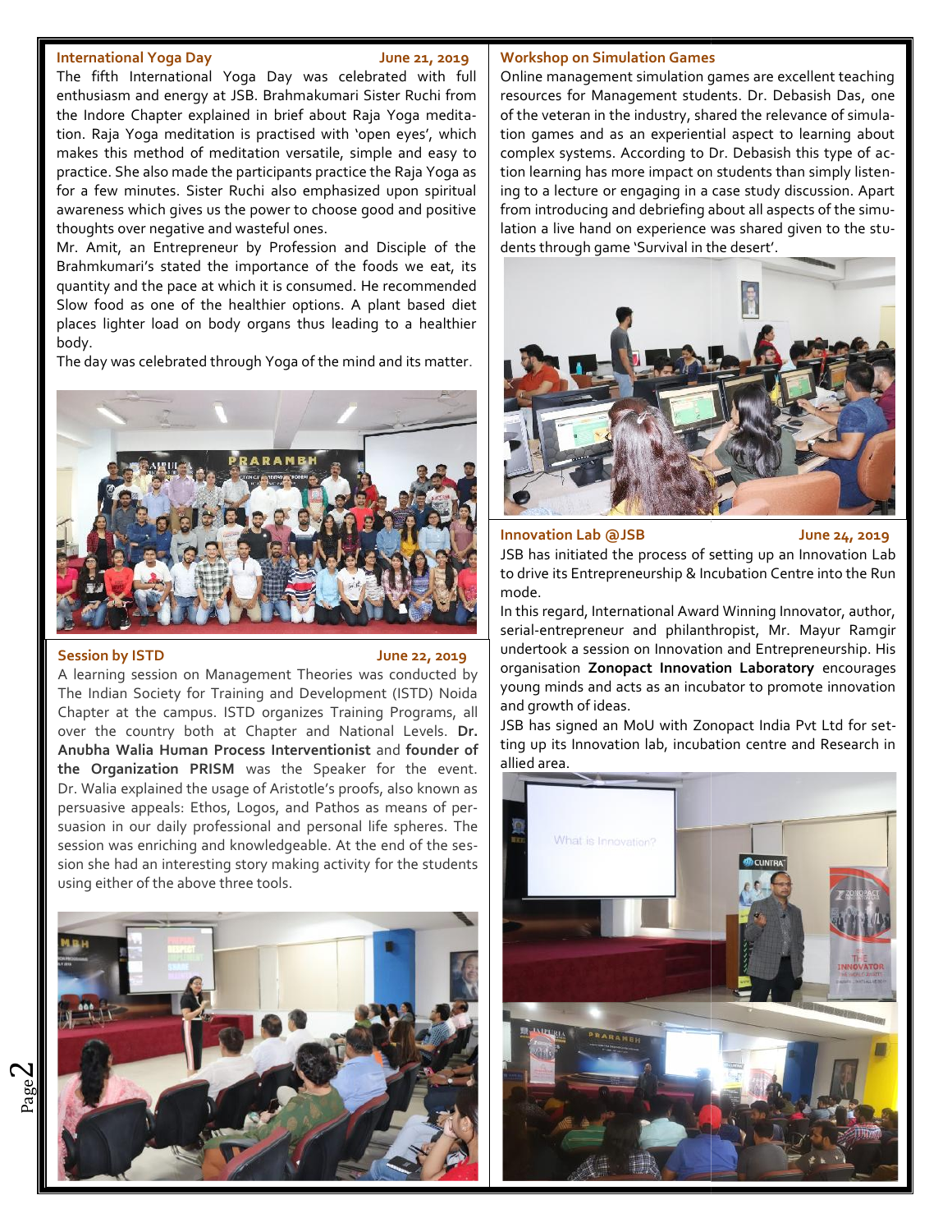### International Yoga Day

**June 21, 2019**

The fifth International Yoga Day was celebrated with full enthusiasm and energy at JSB. Brahmakumari Sister Ruchi from the Indore Chapter explained in brief about Raja Yoga meditation. Raja Yoga meditation is practised with 'open eyes', which makes this method of meditation versatile, simple and easy to practice. She also made the participants practice the Raja Yoga as for a few minutes. Sister Ruchi also emphasized upon spiritual awareness which gives us the power to choose good and positive thoughts over negative and wasteful ones.

Mr. Amit, an Entrepreneur by Profession and Disciple of the Brahmkumari's stated the importance of the foods we eat, its quantity and the pace at which it is consumed. He recommended Slow food as one of the healthier options. A plant based diet places lighter load on body organs thus leading to a healthier body.

The day was celebrated through Yoga of the mind and its matter.

### Session by ISTD

**June 22, 2019**

A learning session on Management Theories was conducted by The Indian Society for Training and Development (ISTD) Noida Chapter at the campus. ISTD organizes Training Programs, all over the country both at Chapter and National Levels. **Dr. Anubha Walia Human Process Interventionist** and **founder of the Organization PRISM** was the Speaker for the event. Dr. Walia explained the usage of Aristotle's proofs, also known as persuasive appeals: Ethos, Logos, and Pathos as means of persuasion in our daily professional and personal life spheres. The session was enriching and knowledgeable. At the end of the session she had an interesting story making activity for the students using either of the above three tools.

### Workshop on Simulation Games

Online management simulation games are excellent teaching resources for Management students. Dr. Debasish Das, one of the veteran in the industry, shared the relevance of simulation games and as an experiential aspect to learning about complex systems. According to Dr. Debasish this type of action learning has more impact on students than simply listening to a lecture or engaging in a case study discussion. Apart from introducing and debriefing about all aspects of the simulation a live hand on experience was shared given to the students through game 'Survival in the desert'.

### Innovation Lab @JSB

**June 24, 2019**

JSB has initiated the process of setting up an Innovation Lab to drive its Entrepreneurship & Incubation Centre into the Run mode.

In this regard, International Award Winning Innovator, author, serial-entrepreneur and philanthropist, Mr. Mayur Ramgir undertook a session on Innovation and Entrepreneurship. His organisation **Zonopact Innovation Laboratory** encourages young minds and acts as an incubator to promote innovation and growth of ideas.

JSB has signed an MoU with Zonopact India Pvt Ltd for setting up its Innovation lab, incubation centre and Research in allied area.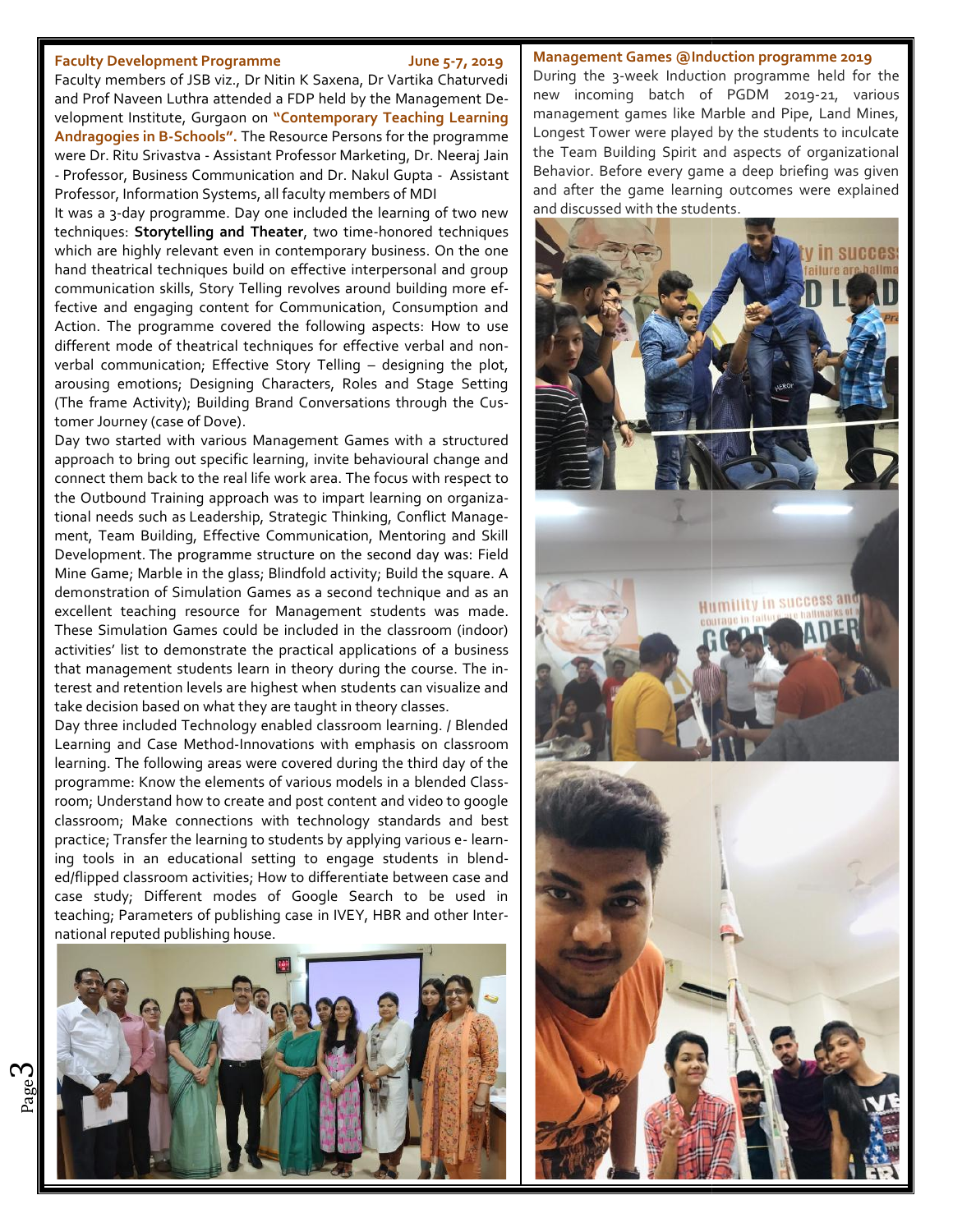### Faculty Development Programme

**June 5-7, 2019**

Faculty members of JSB viz., Dr Nitin K Saxena, Dr Vartika Chaturvedi and Prof Naveen Luthra attended a FDP held by the Management Development Institute, Gurgaon on **"Contemporary Teaching Learning Andragogies in B-Schools".** The Resource Persons for the programme were Dr. Ritu Srivastva - Assistant Professor Marketing, Dr. Neeraj Jain - Professor, Business Communication and Dr. Nakul Gupta - Assistant Professor, Information Systems, all faculty members of MDI

It was a 3-day programme. Day one included the learning of two new techniques: **Storytelling and Theater**, two time-honored techniques which are highly relevant even in contemporary business. On the one hand theatrical techniques build on effective interpersonal and group communication skills, Story Telling revolves around building more effective and engaging content for Communication, Consumption and Action. The programme covered the following aspects: How to use different mode of theatrical techniques for effective verbal and non-verbal communication; Effective Story Telling – designing the plot, arousing emotions; Designing Characters, Roles and Stage Setting (The frame Activity); Building Brand Conversations through the Customer Journey (case of Dove).

Day two started with various Management Games with a structured approach to bring out specific learning, invite behavioural change and connect them back to the real life work area. The focus with respect to the Outbound Training approach was to impart learning on organizational needs such as Leadership, Strategic Thinking, Conflict Management, Team Building, Effective Communication, Mentoring and Skill Development. The programme structure on the second day was: Field Mine Game; Marble in the glass; Blindfold activity; Build the square. A demonstration of Simulation Games as a second technique and as an excellent teaching resource for Management students was made. These Simulation Games could be included in the classroom (indoor) activities' list to demonstrate the practical applications of a business that management students learn in theory during the course. The interest and retention levels are highest when students can visualize and take decision based on what they are taught in theory classes.

Day three included Technology enabled classroom learning. / Blended Learning and Case Method-Innovations with emphasis on classroom learning. The following areas were covered during the third day of the programme: Know the elements of various models in a blended Classroom; Understand how to create and post content and video to google classroom; Make connections with technology standards and best practice; Transfer the learning to students by applying various e- learning tools in an educational setting to engage students in blended/flipped classroom activities; How to differentiate between case and case study; Different modes of Google Search to be used in teaching; Parameters of publishing case in IVEY, HBR and other International reputed publishing house.

### Management Games @Induction programme 2019

During the 3-week Induction programme held for the new incoming batch of PGDM 2019-21, various management games like Marble and Pipe, Land Mines, Longest Tower were played by the students to inculcate the Team Building Spirit and aspects of organizational Behavior. Before every game a deep briefing was given and after the game learning outcomes were explained and discussed with the students.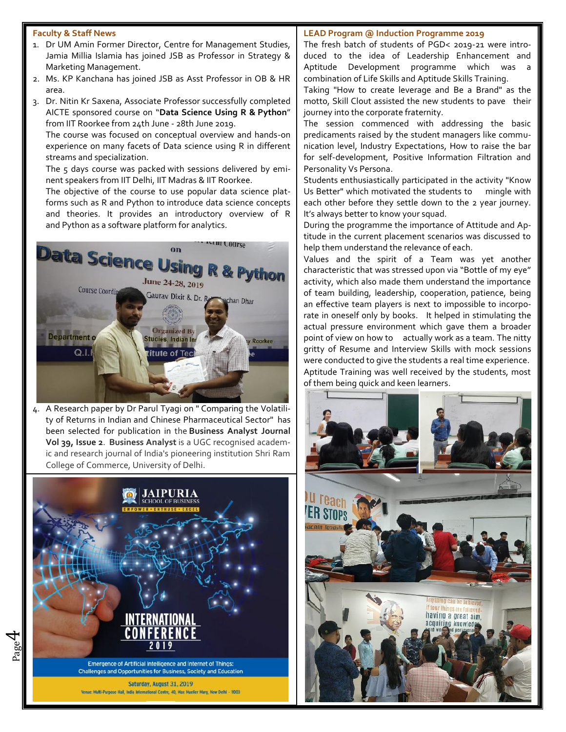## Faculty & Staff News

1. Dr UM Amin Former Director, Centre for Management Studies, Jamia Millia Islamia has joined JSB as Professor in Strategy & Marketing Management.
2. Ms. KP Kanchana has joined JSB as Asst Professor in OB & HR area.
3. Dr. Nitin Kr Saxena, Associate Professor successfully completed AICTE sponsored course on "**Data Science Using R & Python**" from IIT Roorkee from 24th June - 28th June 2019.

   The course was focused on conceptual overview and hands-on experience on many facets of Data science using R in different streams and specialization.

   The 5 days course was packed with sessions delivered by eminent speakers from IIT Delhi, IIT Madras & IIT Roorkee.

   The objective of the course to use popular data science platforms such as R and Python to introduce data science concepts and theories. It provides an introductory overview of R and Python as a software platform for analytics.

4. A Research paper by Dr Parul Tyagi on " Comparing the Volatility of Returns in Indian and Chinese Pharmaceutical Sector" has been selected for publication in the **Business Analyst Journal Vol 39, Issue 2**. **Business Analyst** is a UGC recognised academic and research journal of India's pioneering institution Shri Ram College of Commerce, University of Delhi.

## LEAD Program @ Induction Programme 2019

The fresh batch of students of PGD< 2019-21 were introduced to the idea of Leadership Enhancement and Aptitude Development programme which was a combination of Life Skills and Aptitude Skills Training.

Taking "How to create leverage and Be a Brand" as the motto, Skill Clout assisted the new students to pave their journey into the corporate fraternity.

The session commenced with addressing the basic predicaments raised by the student managers like communication level, Industry Expectations, How to raise the bar for self-development, Positive Information Filtration and Personality Vs Persona.

Students enthusiastically participated in the activity "Know Us Better" which motivated the students to mingle with each other before they settle down to the 2 year journey. It's always better to know your squad.

During the programme the importance of Attitude and Aptitude in the current placement scenarios was discussed to help them understand the relevance of each.

Values and the spirit of a Team was yet another characteristic that was stressed upon via "Bottle of my eye" activity, which also made them understand the importance of team building, leadership, cooperation, patience, being an effective team players is next to impossible to incorporate in oneself only by books. It helped in stimulating the actual pressure environment which gave them a broader point of view on how to actually work as a team. The nitty gritty of Resume and Interview Skills with mock sessions were conducted to give the students a real time experience. Aptitude Training was well received by the students, most of them being quick and keen learners.